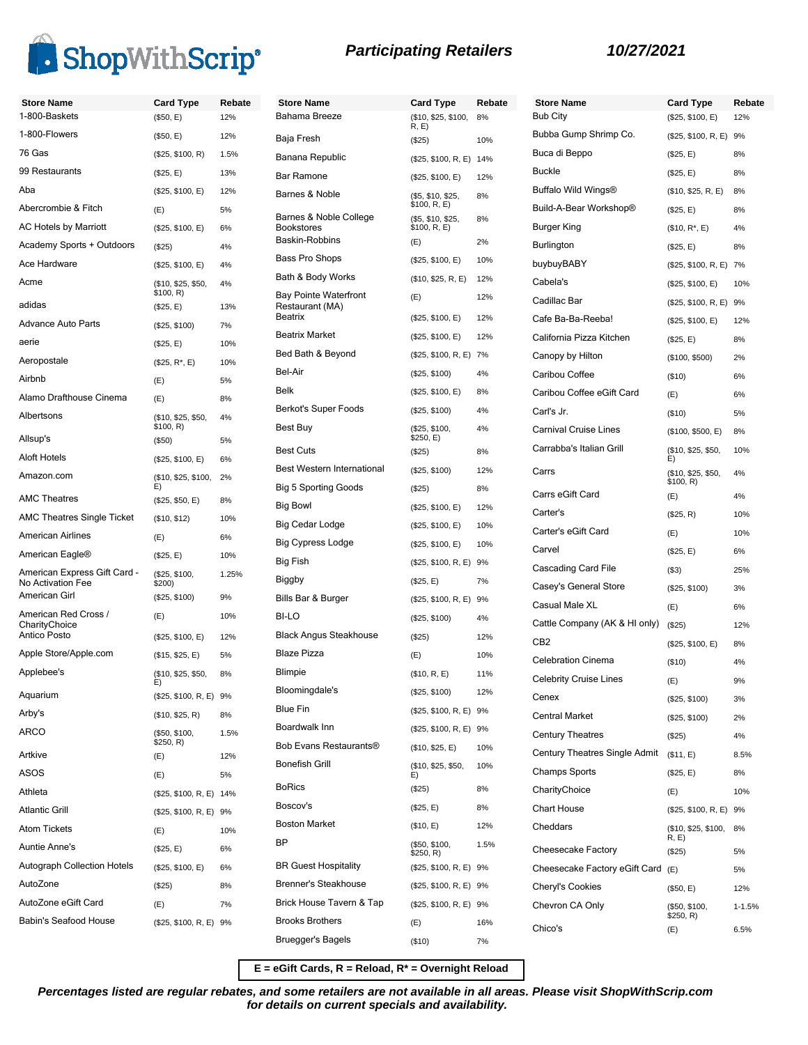# ShopWithScrip®

## Participating Retailers

**10/27/2021**

| Store Name | Card Type | Rebate |
|---|---|---|
| 1-800-Baskets | ($50, E) | 12% |
| 1-800-Flowers | ($50, E) | 12% |
| 76 Gas | ($25, $100, R) | 1.5% |
| 99 Restaurants | ($25, E) | 13% |
| Aba | ($25, $100, E) | 12% |
| Abercrombie & Fitch | (E) | 5% |
| AC Hotels by Marriott | ($25, $100, E) | 6% |
| Academy Sports + Outdoors | ($25) | 4% |
| Ace Hardware | ($25, $100, E) | 4% |
| Acme | ($10, $25, $50, $100, R) | 4% |
| adidas | ($25, E) | 13% |
| Advance Auto Parts | ($25, $100) | 7% |
| aerie | ($25, E) | 10% |
| Aeropostale | ($25, R*, E) | 10% |
| Airbnb | (E) | 5% |
| Alamo Drafthouse Cinema | (E) | 8% |
| Albertsons | ($10, $25, $50, $100, R) | 4% |
| Allsup's | ($50) | 5% |
| Aloft Hotels | ($25, $100, E) | 6% |
| Amazon.com | ($10, $25, $100, E) | 2% |
| AMC Theatres | ($25, $50, E) | 8% |
| AMC Theatres Single Ticket | ($10, $12) | 10% |
| American Airlines | (E) | 6% |
| American Eagle® | ($25, E) | 10% |
| American Express Gift Card - No Activation Fee | ($25, $100, $200) | 1.25% |
| American Girl | ($25, $100) | 9% |
| American Red Cross / CharityChoice | (E) | 10% |
| Antico Posto | ($25, $100, E) | 12% |
| Apple Store/Apple.com | ($15, $25, E) | 5% |
| Applebee's | ($10, $25, $50, E) | 8% |
| Aquarium | ($25, $100, R, E) | 9% |
| Arby's | ($10, $25, R) | 8% |
| ARCO | ($50, $100, $250, R) | 1.5% |
| Artkive | (E) | 12% |
| ASOS | (E) | 5% |
| Athleta | ($25, $100, R, E) | 14% |
| Atlantic Grill | ($25, $100, R, E) | 9% |
| Atom Tickets | (E) | 10% |
| Auntie Anne's | ($25, E) | 6% |
| Autograph Collection Hotels | ($25, $100, E) | 6% |
| AutoZone | ($25) | 8% |
| AutoZone eGift Card | (E) | 7% |
| Babin's Seafood House | ($25, $100, R, E) | 9% |
| Bahama Breeze | ($10, $25, $100, R, E) | 8% |
| Baja Fresh | ($25) | 10% |
| Banana Republic | ($25, $100, R, E) | 14% |
| Bar Ramone | ($25, $100, E) | 12% |
| Barnes & Noble | ($5, $10, $25, $100, R, E) | 8% |
| Barnes & Noble College Bookstores | ($5, $10, $25, $100, R, E) | 8% |
| Baskin-Robbins | (E) | 2% |
| Bass Pro Shops | ($25, $100, E) | 10% |
| Bath & Body Works | ($10, $25, R, E) | 12% |
| Bay Pointe Waterfront Restaurant (MA) | (E) | 12% |
| Beatrix | ($25, $100, E) | 12% |
| Beatrix Market | ($25, $100, E) | 12% |
| Bed Bath & Beyond | ($25, $100, R, E) | 7% |
| Bel-Air | ($25, $100) | 4% |
| Belk | ($25, $100, E) | 8% |
| Berkot's Super Foods | ($25, $100) | 4% |
| Best Buy | ($25, $100, $250, E) | 4% |
| Best Cuts | ($25) | 8% |
| Best Western International | ($25, $100) | 12% |
| Big 5 Sporting Goods | ($25) | 8% |
| Big Bowl | ($25, $100, E) | 12% |
| Big Cedar Lodge | ($25, $100, E) | 10% |
| Big Cypress Lodge | ($25, $100, E) | 10% |
| Big Fish | ($25, $100, R, E) | 9% |
| Biggby | ($25, E) | 7% |
| Bills Bar & Burger | ($25, $100, R, E) | 9% |
| BI-LO | ($25, $100) | 4% |
| Black Angus Steakhouse | ($25) | 12% |
| Blaze Pizza | (E) | 10% |
| Blimpie | ($10, R, E) | 11% |
| Bloomingdale's | ($25, $100) | 12% |
| Blue Fin | ($25, $100, R, E) | 9% |
| Boardwalk Inn | ($25, $100, R, E) | 9% |
| Bob Evans Restaurants® | ($10, $25, E) | 10% |
| Bonefish Grill | ($10, $25, $50, E) | 10% |
| BoRics | ($25) | 8% |
| Boscov's | ($25, E) | 8% |
| Boston Market | ($10, E) | 12% |
| BP | ($50, $100, $250, R) | 1.5% |
| BR Guest Hospitality | ($25, $100, R, E) | 9% |
| Brenner's Steakhouse | ($25, $100, R, E) | 9% |
| Brick House Tavern & Tap | ($25, $100, R, E) | 9% |
| Brooks Brothers | (E) | 16% |
| Bruegger's Bagels | ($10) | 7% |
| Bub City | ($25, $100, E) | 12% |
| Bubba Gump Shrimp Co. | ($25, $100, R, E) | 9% |
| Buca di Beppo | ($25, E) | 8% |
| Buckle | ($25, E) | 8% |
| Buffalo Wild Wings® | ($10, $25, R, E) | 8% |
| Build-A-Bear Workshop® | ($25, E) | 8% |
| Burger King | ($10, R*, E) | 4% |
| Burlington | ($25, E) | 8% |
| buybuyBABY | ($25, $100, R, E) | 7% |
| Cabela's | ($25, $100, E) | 10% |
| Cadillac Bar | ($25, $100, R, E) | 9% |
| Cafe Ba-Ba-Reeba! | ($25, $100, E) | 12% |
| California Pizza Kitchen | ($25, E) | 8% |
| Canopy by Hilton | ($100, $500) | 2% |
| Caribou Coffee | ($10) | 6% |
| Caribou Coffee eGift Card | (E) | 6% |
| Carl's Jr. | ($10) | 5% |
| Carnival Cruise Lines | ($100, $500, E) | 8% |
| Carrabba's Italian Grill | ($10, $25, $50, E) | 10% |
| Carrs | ($10, $25, $50, $100, R) | 4% |
| Carrs eGift Card | (E) | 4% |
| Carter's | ($25, R) | 10% |
| Carter's eGift Card | (E) | 10% |
| Carvel | ($25, E) | 6% |
| Cascading Card File | ($3) | 25% |
| Casey's General Store | ($25, $100) | 3% |
| Casual Male XL | (E) | 6% |
| Cattle Company (AK & HI only) | ($25) | 12% |
| CB2 | ($25, $100, E) | 8% |
| Celebration Cinema | ($10) | 4% |
| Celebrity Cruise Lines | (E) | 9% |
| Cenex | ($25, $100) | 3% |
| Central Market | ($25, $100) | 2% |
| Century Theatres | ($25) | 4% |
| Century Theatres Single Admit | ($11, E) | 8.5% |
| Champs Sports | ($25, E) | 8% |
| CharityChoice | (E) | 10% |
| Chart House | ($25, $100, R, E) | 9% |
| Cheddars | ($10, $25, $100, R, E) | 8% |
| Cheesecake Factory | ($25) | 5% |
| Cheesecake Factory eGift Card | (E) | 5% |
| Cheryl's Cookies | ($50, E) | 12% |
| Chevron CA Only | ($50, $100, $250, R) | 1-1.5% |
| Chico's | (E) | 6.5% |

**E = eGift Cards, R = Reload, R* = Overnight Reload**

***Percentages listed are regular rebates, and some retailers are not available in all areas. Please visit ShopWithScrip.com for details on current specials and availability.***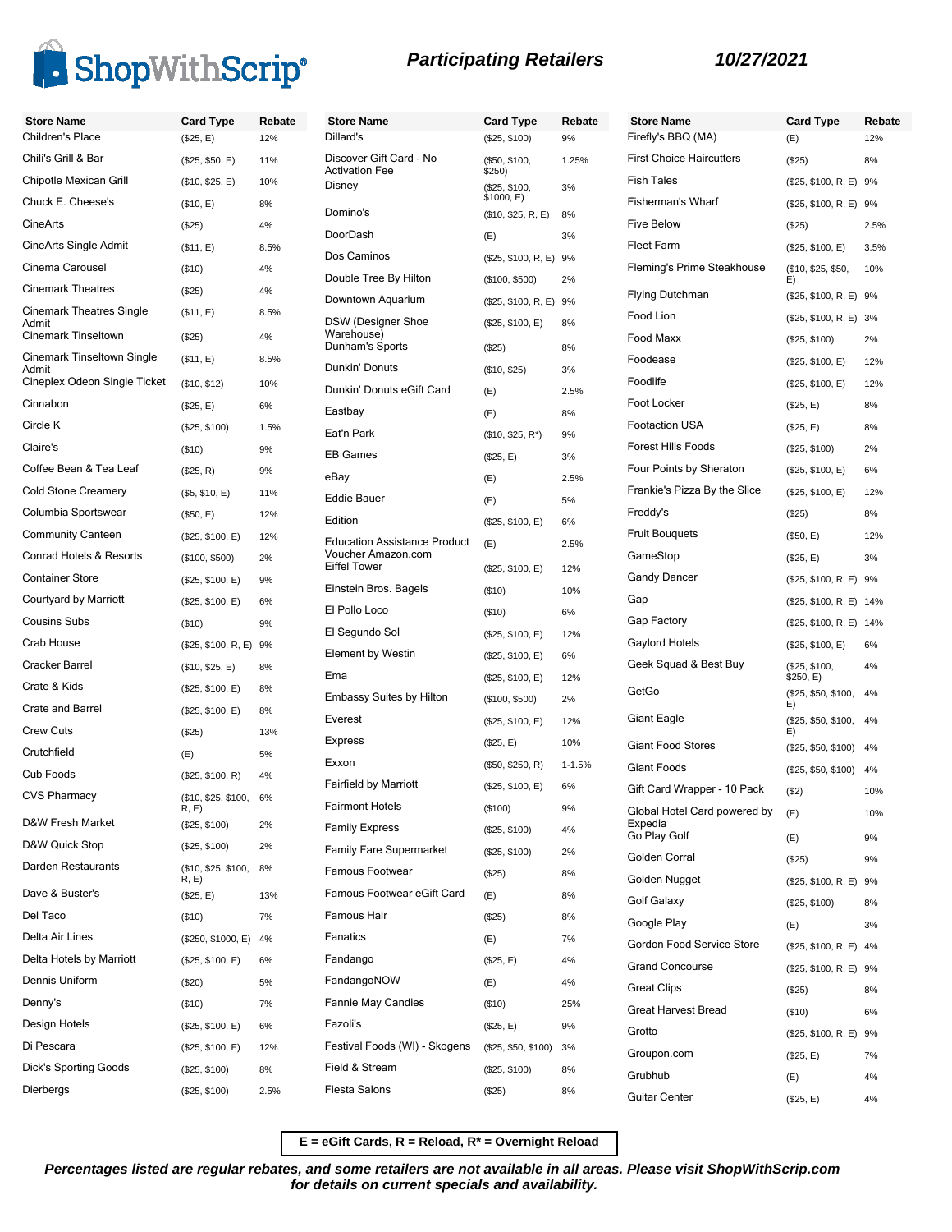# ShopWithScrip

## Participating Retailers

**10/27/2021**

| Store Name | Card Type | Rebate |
|---|---|---|
| Children's Place | ($25, E) | 12% |
| Chili's Grill & Bar | ($25, $50, E) | 11% |
| Chipotle Mexican Grill | ($10, $25, E) | 10% |
| Chuck E. Cheese's | ($10, E) | 8% |
| CineArts | ($25) | 4% |
| CineArts Single Admit | ($11, E) | 8.5% |
| Cinema Carousel | ($10) | 4% |
| Cinemark Theatres | ($25) | 4% |
| Cinemark Theatres Single Admit | ($11, E) | 8.5% |
| Cinemark Tinseltown | ($25) | 4% |
| Cinemark Tinseltown Single Admit | ($11, E) | 8.5% |
| Cineplex Odeon Single Ticket | ($10, $12) | 10% |
| Cinnabon | ($25, E) | 6% |
| Circle K | ($25, $100) | 1.5% |
| Claire's | ($10) | 9% |
| Coffee Bean & Tea Leaf | ($25, R) | 9% |
| Cold Stone Creamery | ($5, $10, E) | 11% |
| Columbia Sportswear | ($50, E) | 12% |
| Community Canteen | ($25, $100, E) | 12% |
| Conrad Hotels & Resorts | ($100, $500) | 2% |
| Container Store | ($25, $100, E) | 9% |
| Courtyard by Marriott | ($25, $100, E) | 6% |
| Cousins Subs | ($10) | 9% |
| Crab House | ($25, $100, R, E) | 9% |
| Cracker Barrel | ($10, $25, E) | 8% |
| Crate & Kids | ($25, $100, E) | 8% |
| Crate and Barrel | ($25, $100, E) | 8% |
| Crew Cuts | ($25) | 13% |
| Crutchfield | (E) | 5% |
| Cub Foods | ($25, $100, R) | 4% |
| CVS Pharmacy | ($10, $25, $100, R, E) | 6% |
| D&W Fresh Market | ($25, $100) | 2% |
| D&W Quick Stop | ($25, $100) | 2% |
| Darden Restaurants | ($10, $25, $100, R, E) | 8% |
| Dave & Buster's | ($25, E) | 13% |
| Del Taco | ($10) | 7% |
| Delta Air Lines | ($250, $1000, E) | 4% |
| Delta Hotels by Marriott | ($25, $100, E) | 6% |
| Dennis Uniform | ($20) | 5% |
| Denny's | ($10) | 7% |
| Design Hotels | ($25, $100, E) | 6% |
| Di Pescara | ($25, $100, E) | 12% |
| Dick's Sporting Goods | ($25, $100) | 8% |
| Dierbergs | ($25, $100) | 2.5% |
| Dillard's | ($25, $100) | 9% |
| Discover Gift Card - No Activation Fee | ($50, $100, $250) | 1.25% |
| Disney | ($25, $100, $1000, E) | 3% |
| Domino's | ($10, $25, R, E) | 8% |
| DoorDash | (E) | 3% |
| Dos Caminos | ($25, $100, R, E) | 9% |
| Double Tree By Hilton | ($100, $500) | 2% |
| Downtown Aquarium | ($25, $100, R, E) | 9% |
| DSW (Designer Shoe Warehouse) | ($25, $100, E) | 8% |
| Dunham's Sports | ($25) | 8% |
| Dunkin' Donuts | ($10, $25) | 3% |
| Dunkin' Donuts eGift Card | (E) | 2.5% |
| Eastbay | (E) | 8% |
| Eat'n Park | ($10, $25, R*) | 9% |
| EB Games | ($25, E) | 3% |
| eBay | (E) | 2.5% |
| Eddie Bauer | (E) | 5% |
| Edition | ($25, $100, E) | 6% |
| Education Assistance Product Voucher Amazon.com | (E) | 2.5% |
| Eiffel Tower | ($25, $100, E) | 12% |
| Einstein Bros. Bagels | ($10) | 10% |
| El Pollo Loco | ($10) | 6% |
| El Segundo Sol | ($25, $100, E) | 12% |
| Element by Westin | ($25, $100, E) | 6% |
| Ema | ($25, $100, E) | 12% |
| Embassy Suites by Hilton | ($100, $500) | 2% |
| Everest | ($25, $100, E) | 12% |
| Express | ($25, E) | 10% |
| Exxon | ($50, $250, R) | 1-1.5% |
| Fairfield by Marriott | ($25, $100, E) | 6% |
| Fairmont Hotels | ($100) | 9% |
| Family Express | ($25, $100) | 4% |
| Family Fare Supermarket | ($25, $100) | 2% |
| Famous Footwear | ($25) | 8% |
| Famous Footwear eGift Card | (E) | 8% |
| Famous Hair | ($25) | 8% |
| Fanatics | (E) | 7% |
| Fandango | ($25, E) | 4% |
| FandangoNOW | (E) | 4% |
| Fannie May Candies | ($10) | 25% |
| Fazoli's | ($25, E) | 9% |
| Festival Foods (WI) - Skogens | ($25, $50, $100) | 3% |
| Field & Stream | ($25, $100) | 8% |
| Fiesta Salons | ($25) | 8% |
| Firefly's BBQ (MA) | (E) | 12% |
| First Choice Haircutters | ($25) | 8% |
| Fish Tales | ($25, $100, R, E) | 9% |
| Fisherman's Wharf | ($25, $100, R, E) | 9% |
| Five Below | ($25) | 2.5% |
| Fleet Farm | ($25, $100, E) | 3.5% |
| Fleming's Prime Steakhouse | ($10, $25, $50, E) | 10% |
| Flying Dutchman | ($25, $100, R, E) | 9% |
| Food Lion | ($25, $100, R, E) | 3% |
| Food Maxx | ($25, $100) | 2% |
| Foodease | ($25, $100, E) | 12% |
| Foodlife | ($25, $100, E) | 12% |
| Foot Locker | ($25, E) | 8% |
| Footaction USA | ($25, E) | 8% |
| Forest Hills Foods | ($25, $100) | 2% |
| Four Points by Sheraton | ($25, $100, E) | 6% |
| Frankie's Pizza By the Slice | ($25, $100, E) | 12% |
| Freddy's | ($25) | 8% |
| Fruit Bouquets | ($50, E) | 12% |
| GameStop | ($25, E) | 3% |
| Gandy Dancer | ($25, $100, R, E) | 9% |
| Gap | ($25, $100, R, E) | 14% |
| Gap Factory | ($25, $100, R, E) | 14% |
| Gaylord Hotels | ($25, $100, E) | 6% |
| Geek Squad & Best Buy | ($25, $100, $250, E) | 4% |
| GetGo | ($25, $50, $100, E) | 4% |
| Giant Eagle | ($25, $50, $100, E) | 4% |
| Giant Food Stores | ($25, $50, $100) | 4% |
| Giant Foods | ($25, $50, $100) | 4% |
| Gift Card Wrapper - 10 Pack | ($2) | 10% |
| Global Hotel Card powered by Expedia | (E) | 10% |
| Go Play Golf | (E) | 9% |
| Golden Corral | ($25) | 9% |
| Golden Nugget | ($25, $100, R, E) | 9% |
| Golf Galaxy | ($25, $100) | 8% |
| Google Play | (E) | 3% |
| Gordon Food Service Store | ($25, $100, R, E) | 4% |
| Grand Concourse | ($25, $100, R, E) | 9% |
| Great Clips | ($25) | 8% |
| Great Harvest Bread | ($10) | 6% |
| Grotto | ($25, $100, R, E) | 9% |
| Groupon.com | ($25, E) | 7% |
| Grubhub | (E) | 4% |
| Guitar Center | ($25, E) | 4% |

**E = eGift Cards, R = Reload, R* = Overnight Reload**

***Percentages listed are regular rebates, and some retailers are not available in all areas. Please visit ShopWithScrip.com for details on current specials and availability.***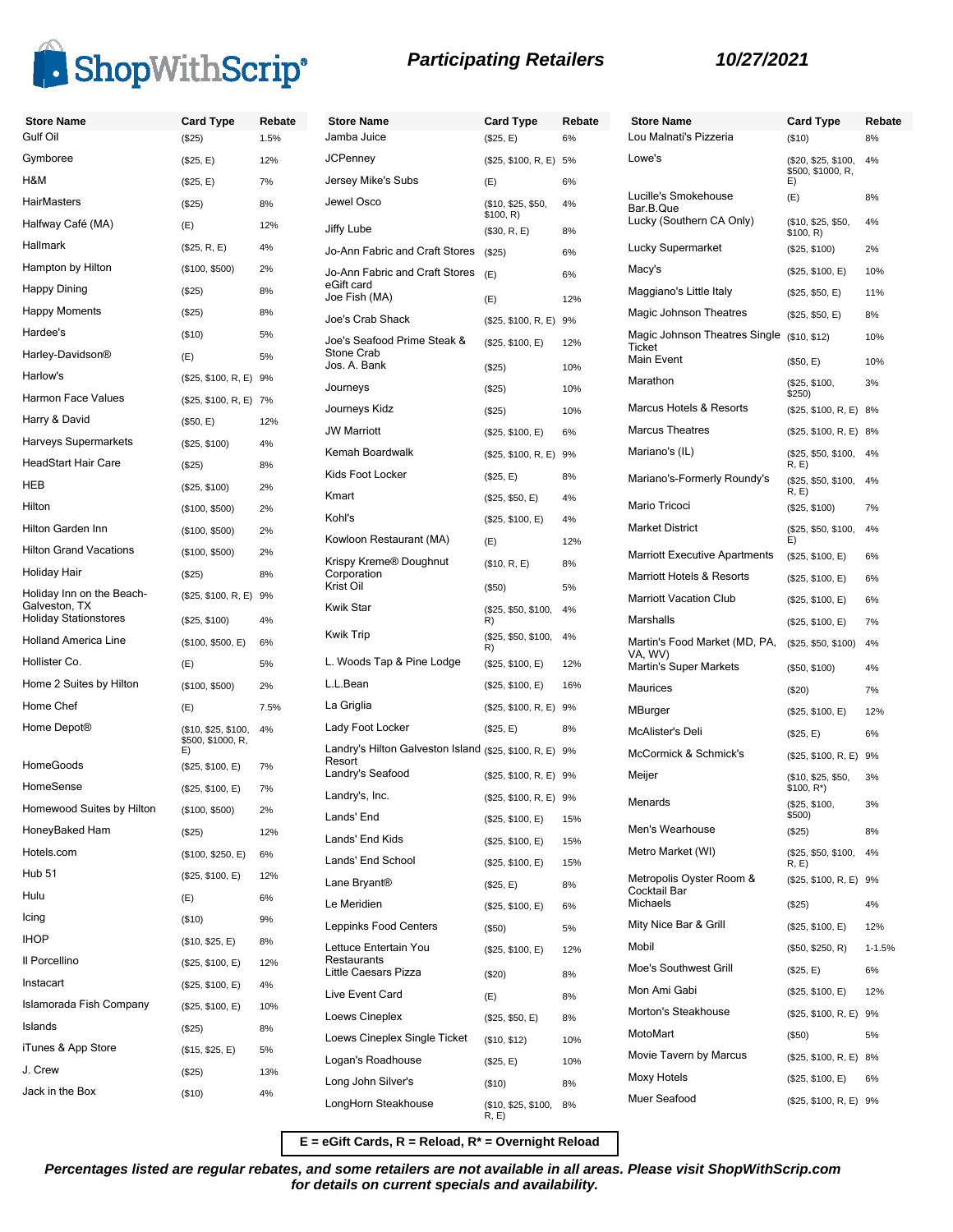# ShopWithScrip — Participating Retailers — 10/27/2021

| Store Name | Card Type | Rebate |
|---|---|---|
| Gulf Oil | ($25) | 1.5% |
| Gymboree | ($25, E) | 12% |
| H&M | ($25, E) | 7% |
| HairMasters | ($25) | 8% |
| Halfway Café (MA) | (E) | 12% |
| Hallmark | ($25, R, E) | 4% |
| Hampton by Hilton | ($100, $500) | 2% |
| Happy Dining | ($25) | 8% |
| Happy Moments | ($25) | 8% |
| Hardee's | ($10) | 5% |
| Harley-Davidson® | (E) | 5% |
| Harlow's | ($25, $100, R, E) | 9% |
| Harmon Face Values | ($25, $100, R, E) | 7% |
| Harry & David | ($50, E) | 12% |
| Harveys Supermarkets | ($25, $100) | 4% |
| HeadStart Hair Care | ($25) | 8% |
| HEB | ($25, $100) | 2% |
| Hilton | ($100, $500) | 2% |
| Hilton Garden Inn | ($100, $500) | 2% |
| Hilton Grand Vacations | ($100, $500) | 2% |
| Holiday Hair | ($25) | 8% |
| Holiday Inn on the Beach-Galveston, TX | ($25, $100, R, E) | 9% |
| Holiday Stationstores | ($25, $100) | 4% |
| Holland America Line | ($100, $500, E) | 6% |
| Hollister Co. | (E) | 5% |
| Home 2 Suites by Hilton | ($100, $500) | 2% |
| Home Chef | (E) | 7.5% |
| Home Depot® | ($10, $25, $100, $500, $1000, R, E) | 4% |
| HomeGoods | ($25, $100, E) | 7% |
| HomeSense | ($25, $100, E) | 7% |
| Homewood Suites by Hilton | ($100, $500) | 2% |
| HoneyBaked Ham | ($25) | 12% |
| Hotels.com | ($100, $250, E) | 6% |
| Hub 51 | ($25, $100, E) | 12% |
| Hulu | (E) | 6% |
| Icing | ($10) | 9% |
| IHOP | ($10, $25, E) | 8% |
| Il Porcellino | ($25, $100, E) | 12% |
| Instacart | ($25, $100, E) | 4% |
| Islamorada Fish Company | ($25, $100, E) | 10% |
| Islands | ($25) | 8% |
| iTunes & App Store | ($15, $25, E) | 5% |
| J. Crew | ($25) | 13% |
| Jack in the Box | ($10) | 4% |
| Jamba Juice | ($25, E) | 6% |
| JCPenney | ($25, $100, R, E) | 5% |
| Jersey Mike's Subs | (E) | 6% |
| Jewel Osco | ($10, $25, $50, $100, R) | 4% |
| Jiffy Lube | ($30, R, E) | 8% |
| Jo-Ann Fabric and Craft Stores | ($25) | 6% |
| Jo-Ann Fabric and Craft Stores eGift card | (E) | 6% |
| Joe Fish (MA) | (E) | 12% |
| Joe's Crab Shack | ($25, $100, R, E) | 9% |
| Joe's Seafood Prime Steak & Stone Crab | ($25, $100, E) | 12% |
| Jos. A. Bank | ($25) | 10% |
| Journeys | ($25) | 10% |
| Journeys Kidz | ($25) | 10% |
| JW Marriott | ($25, $100, E) | 6% |
| Kemah Boardwalk | ($25, $100, R, E) | 9% |
| Kids Foot Locker | ($25, E) | 8% |
| Kmart | ($25, $50, E) | 4% |
| Kohl's | ($25, $100, E) | 4% |
| Kowloon Restaurant (MA) | (E) | 12% |
| Krispy Kreme® Doughnut Corporation | ($10, R, E) | 8% |
| Krist Oil | ($50) | 5% |
| Kwik Star | ($25, $50, $100, R) | 4% |
| Kwik Trip | ($25, $50, $100, R) | 4% |
| L. Woods Tap & Pine Lodge | ($25, $100, E) | 12% |
| L.L.Bean | ($25, $100, E) | 16% |
| La Griglia | ($25, $100, R, E) | 9% |
| Lady Foot Locker | ($25, E) | 8% |
| Landry's Hilton Galveston Island Resort | ($25, $100, R, E) | 9% |
| Landry's Seafood | ($25, $100, R, E) | 9% |
| Landry's, Inc. | ($25, $100, R, E) | 9% |
| Lands' End | ($25, $100, E) | 15% |
| Lands' End Kids | ($25, $100, E) | 15% |
| Lands' End School | ($25, $100, E) | 15% |
| Lane Bryant® | ($25, E) | 8% |
| Le Meridien | ($25, $100, E) | 6% |
| Leppinks Food Centers | ($50) | 5% |
| Lettuce Entertain You Restaurants | ($25, $100, E) | 12% |
| Little Caesars Pizza | ($20) | 8% |
| Live Event Card | (E) | 8% |
| Loews Cineplex | ($25, $50, E) | 8% |
| Loews Cineplex Single Ticket | ($10, $12) | 10% |
| Logan's Roadhouse | ($25, E) | 10% |
| Long John Silver's | ($10) | 8% |
| LongHorn Steakhouse | ($10, $25, $100, R, E) | 8% |
| Lou Malnati's Pizzeria | ($10) | 8% |
| Lowe's | ($20, $25, $100, $500, $1000, R, E) | 4% |
| Lucille's Smokehouse Bar.B.Que | (E) | 8% |
| Lucky (Southern CA Only) | ($10, $25, $50, $100, R) | 4% |
| Lucky Supermarket | ($25, $100) | 2% |
| Macy's | ($25, $100, E) | 10% |
| Maggiano's Little Italy | ($25, $50, E) | 11% |
| Magic Johnson Theatres | ($25, $50, E) | 8% |
| Magic Johnson Theatres Single Ticket | ($10, $12) | 10% |
| Main Event | ($50, E) | 10% |
| Marathon | ($25, $100, $250) | 3% |
| Marcus Hotels & Resorts | ($25, $100, R, E) | 8% |
| Marcus Theatres | ($25, $100, R, E) | 8% |
| Mariano's (IL) | ($25, $50, $100, R, E) | 4% |
| Mariano's-Formerly Roundy's | ($25, $50, $100, R, E) | 4% |
| Mario Tricoci | ($25, $100) | 7% |
| Market District | ($25, $50, $100, E) | 4% |
| Marriott Executive Apartments | ($25, $100, E) | 6% |
| Marriott Hotels & Resorts | ($25, $100, E) | 6% |
| Marriott Vacation Club | ($25, $100, E) | 6% |
| Marshalls | ($25, $100, E) | 7% |
| Martin's Food Market (MD, PA, VA, WV) | ($25, $50, $100) | 4% |
| Martin's Super Markets | ($50, $100) | 4% |
| Maurices | ($20) | 7% |
| MBurger | ($25, $100, E) | 12% |
| McAlister's Deli | ($25, E) | 6% |
| McCormick & Schmick's | ($25, $100, R, E) | 9% |
| Meijer | ($10, $25, $50, $100, R*) | 3% |
| Menards | ($25, $100, $500) | 3% |
| Men's Wearhouse | ($25) | 8% |
| Metro Market (WI) | ($25, $50, $100, R, E) | 4% |
| Metropolis Oyster Room & Cocktail Bar | ($25, $100, R, E) | 9% |
| Michaels | ($25) | 4% |
| Mity Nice Bar & Grill | ($25, $100, E) | 12% |
| Mobil | ($50, $250, R) | 1-1.5% |
| Moe's Southwest Grill | ($25, E) | 6% |
| Mon Ami Gabi | ($25, $100, E) | 12% |
| Morton's Steakhouse | ($25, $100, R, E) | 9% |
| MotoMart | ($50) | 5% |
| Movie Tavern by Marcus | ($25, $100, R, E) | 8% |
| Moxy Hotels | ($25, $100, E) | 6% |
| Muer Seafood | ($25, $100, R, E) | 9% |

**E = eGift Cards, R = Reload, R* = Overnight Reload**

***Percentages listed are regular rebates, and some retailers are not available in all areas. Please visit ShopWithScrip.com for details on current specials and availability.***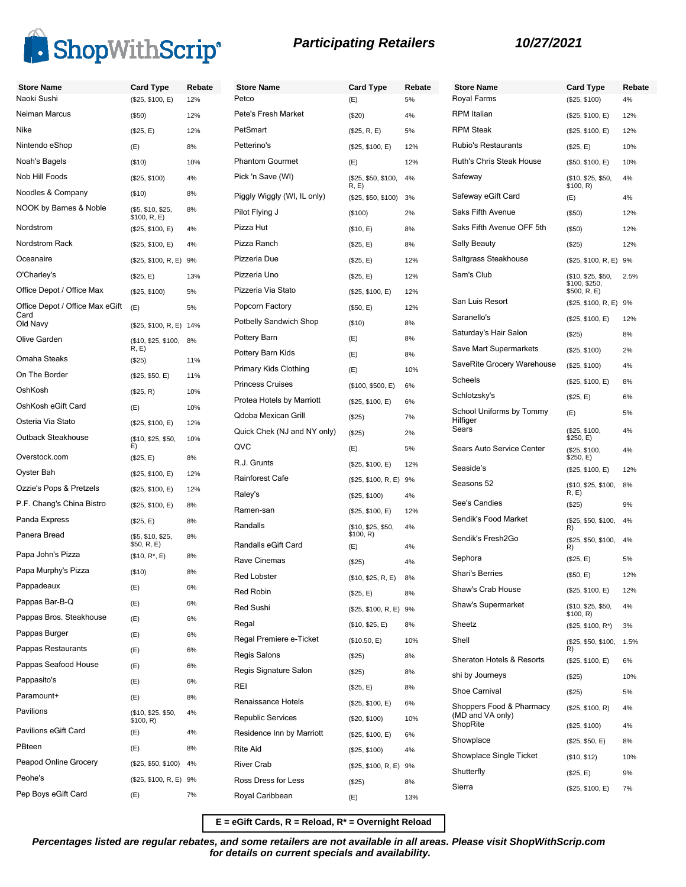ShopWithScrip®

## Participating Retailers

**10/27/2021**

| Store Name | Card Type | Rebate |
|---|---|---|
| Naoki Sushi | ($25, $100, E) | 12% |
| Neiman Marcus | ($50) | 12% |
| Nike | ($25, E) | 12% |
| Nintendo eShop | (E) | 8% |
| Noah's Bagels | ($10) | 10% |
| Nob Hill Foods | ($25, $100) | 4% |
| Noodles & Company | ($10) | 8% |
| NOOK by Barnes & Noble | ($5, $10, $25, $100, R, E) | 8% |
| Nordstrom | ($25, $100, E) | 4% |
| Nordstrom Rack | ($25, $100, E) | 4% |
| Oceanaire | ($25, $100, R, E) | 9% |
| O'Charley's | ($25, E) | 13% |
| Office Depot / Office Max | ($25, $100) | 5% |
| Office Depot / Office Max eGift Card | (E) | 5% |
| Old Navy | ($25, $100, R, E) | 14% |
| Olive Garden | ($10, $25, $100, R, E) | 8% |
| Omaha Steaks | ($25) | 11% |
| On The Border | ($25, $50, E) | 11% |
| OshKosh | ($25, R) | 10% |
| OshKosh eGift Card | (E) | 10% |
| Osteria Via Stato | ($25, $100, E) | 12% |
| Outback Steakhouse | ($10, $25, $50, E) | 10% |
| Overstock.com | ($25, E) | 8% |
| Oyster Bah | ($25, $100, E) | 12% |
| Ozzie's Pops & Pretzels | ($25, $100, E) | 12% |
| P.F. Chang's China Bistro | ($25, $100, E) | 8% |
| Panda Express | ($25, E) | 8% |
| Panera Bread | ($5, $10, $25, $50, R, E) | 8% |
| Papa John's Pizza | ($10, R*, E) | 8% |
| Papa Murphy's Pizza | ($10) | 8% |
| Pappadeaux | (E) | 6% |
| Pappas Bar-B-Q | (E) | 6% |
| Pappas Bros. Steakhouse | (E) | 6% |
| Pappas Burger | (E) | 6% |
| Pappas Restaurants | (E) | 6% |
| Pappas Seafood House | (E) | 6% |
| Pappasito's | (E) | 6% |
| Paramount+ | (E) | 8% |
| Pavilions | ($10, $25, $50, $100, R) | 4% |
| Pavilions eGift Card | (E) | 4% |
| PBteen | (E) | 8% |
| Peapod Online Grocery | ($25, $50, $100) | 4% |
| Peohe's | ($25, $100, R, E) | 9% |
| Pep Boys eGift Card | (E) | 7% |
| Petco | (E) | 5% |
| Pete's Fresh Market | ($20) | 4% |
| PetSmart | ($25, R, E) | 5% |
| Petterino's | ($25, $100, E) | 12% |
| Phantom Gourmet | (E) | 12% |
| Pick 'n Save (WI) | ($25, $50, $100, R, E) | 4% |
| Piggly Wiggly (WI, IL only) | ($25, $50, $100) | 3% |
| Pilot Flying J | ($100) | 2% |
| Pizza Hut | ($10, E) | 8% |
| Pizza Ranch | ($25, E) | 8% |
| Pizzeria Due | ($25, E) | 12% |
| Pizzeria Uno | ($25, E) | 12% |
| Pizzeria Via Stato | ($25, $100, E) | 12% |
| Popcorn Factory | ($50, E) | 12% |
| Potbelly Sandwich Shop | ($10) | 8% |
| Pottery Barn | (E) | 8% |
| Pottery Barn Kids | (E) | 8% |
| Primary Kids Clothing | (E) | 10% |
| Princess Cruises | ($100, $500, E) | 6% |
| Protea Hotels by Marriott | ($25, $100, E) | 6% |
| Qdoba Mexican Grill | ($25) | 7% |
| Quick Chek (NJ and NY only) | ($25) | 2% |
| QVC | (E) | 5% |
| R.J. Grunts | ($25, $100, E) | 12% |
| Rainforest Cafe | ($25, $100, R, E) | 9% |
| Raley's | ($25, $100) | 4% |
| Ramen-san | ($25, $100, E) | 12% |
| Randalls | ($10, $25, $50, $100, R) | 4% |
| Randalls eGift Card | (E) | 4% |
| Rave Cinemas | ($25) | 4% |
| Red Lobster | ($10, $25, R, E) | 8% |
| Red Robin | ($25, E) | 8% |
| Red Sushi | ($25, $100, R, E) | 9% |
| Regal | ($10, $25, E) | 8% |
| Regal Premiere e-Ticket | ($10.50, E) | 10% |
| Regis Salons | ($25) | 8% |
| Regis Signature Salon | ($25) | 8% |
| REI | ($25, E) | 8% |
| Renaissance Hotels | ($25, $100, E) | 6% |
| Republic Services | ($20, $100) | 10% |
| Residence Inn by Marriott | ($25, $100, E) | 6% |
| Rite Aid | ($25, $100) | 4% |
| River Crab | ($25, $100, R, E) | 9% |
| Ross Dress for Less | ($25) | 8% |
| Royal Caribbean | (E) | 13% |
| Royal Farms | ($25, $100) | 4% |
| RPM Italian | ($25, $100, E) | 12% |
| RPM Steak | ($25, $100, E) | 12% |
| Rubio's Restaurants | ($25, E) | 10% |
| Ruth's Chris Steak House | ($50, $100, E) | 10% |
| Safeway | ($10, $25, $50, $100, R) | 4% |
| Safeway eGift Card | (E) | 4% |
| Saks Fifth Avenue | ($50) | 12% |
| Saks Fifth Avenue OFF 5th | ($50) | 12% |
| Sally Beauty | ($25) | 12% |
| Saltgrass Steakhouse | ($25, $100, R, E) | 9% |
| Sam's Club | ($10, $25, $50, $100, $250, $500, R, E) | 2.5% |
| San Luis Resort | ($25, $100, R, E) | 9% |
| Saranello's | ($25, $100, E) | 12% |
| Saturday's Hair Salon | ($25) | 8% |
| Save Mart Supermarkets | ($25, $100) | 2% |
| SaveRite Grocery Warehouse | ($25, $100) | 4% |
| Scheels | ($25, $100, E) | 8% |
| Schlotzsky's | ($25, E) | 6% |
| School Uniforms by Tommy Hilfiger | (E) | 5% |
| Sears | ($25, $100, $250, E) | 4% |
| Sears Auto Service Center | ($25, $100, $250, E) | 4% |
| Seaside's | ($25, $100, E) | 12% |
| Seasons 52 | ($10, $25, $100, R, E) | 8% |
| See's Candies | ($25) | 9% |
| Sendik's Food Market | ($25, $50, $100, R) | 4% |
| Sendik's Fresh2Go | ($25, $50, $100, R) | 4% |
| Sephora | ($25, E) | 5% |
| Shari's Berries | ($50, E) | 12% |
| Shaw's Crab House | ($25, $100, E) | 12% |
| Shaw's Supermarket | ($10, $25, $50, $100, R) | 4% |
| Sheetz | ($25, $100, R*) | 3% |
| Shell | ($25, $50, $100, R) | 1.5% |
| Sheraton Hotels & Resorts | ($25, $100, E) | 6% |
| shi by Journeys | ($25) | 10% |
| Shoe Carnival | ($25) | 5% |
| Shoppers Food & Pharmacy (MD and VA only) | ($25, $100, R) | 4% |
| ShopRite | ($25, $100) | 4% |
| Showplace | ($25, $50, E) | 8% |
| Showplace Single Ticket | ($10, $12) | 10% |
| Shutterfly | ($25, E) | 9% |
| Sierra | ($25, $100, E) | 7% |

**E = eGift Cards, R = Reload, R* = Overnight Reload**

***Percentages listed are regular rebates, and some retailers are not available in all areas. Please visit ShopWithScrip.com for details on current specials and availability.***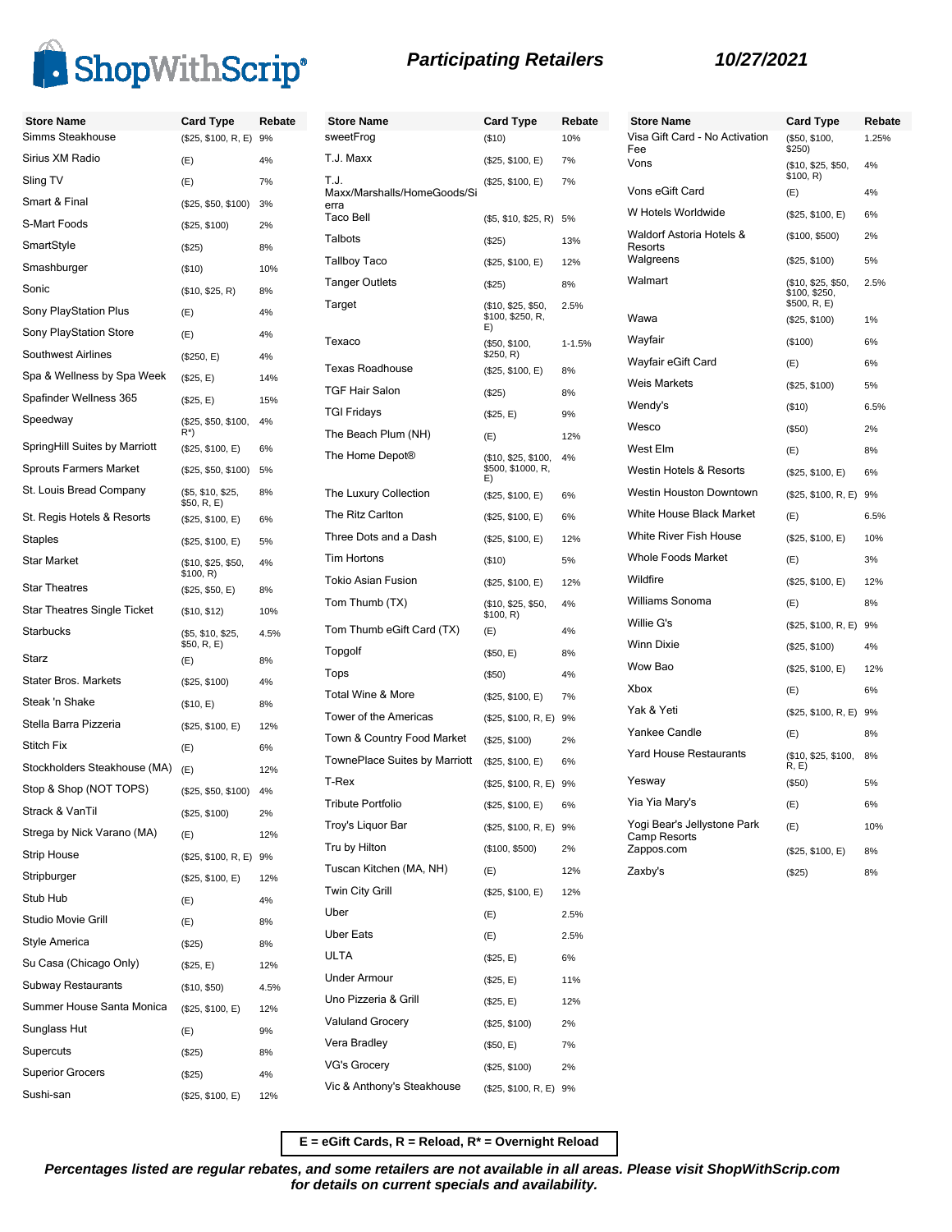# Participating Retailers

**10/27/2021**

| Store Name | Card Type | Rebate |
|---|---|---|
| Simms Steakhouse | ($25, $100, R, E) | 9% |
| Sirius XM Radio | (E) | 4% |
| Sling TV | (E) | 7% |
| Smart & Final | ($25, $50, $100) | 3% |
| S-Mart Foods | ($25, $100) | 2% |
| SmartStyle | ($25) | 8% |
| Smashburger | ($10) | 10% |
| Sonic | ($10, $25, R) | 8% |
| Sony PlayStation Plus | (E) | 4% |
| Sony PlayStation Store | (E) | 4% |
| Southwest Airlines | ($250, E) | 4% |
| Spa & Wellness by Spa Week | ($25, E) | 14% |
| Spafinder Wellness 365 | ($25, E) | 15% |
| Speedway | ($25, $50, $100, R*) | 4% |
| SpringHill Suites by Marriott | ($25, $100, E) | 6% |
| Sprouts Farmers Market | ($25, $50, $100) | 5% |
| St. Louis Bread Company | ($5, $10, $25, $50, R, E) | 8% |
| St. Regis Hotels & Resorts | ($25, $100, E) | 6% |
| Staples | ($25, $100, E) | 5% |
| Star Market | ($10, $25, $50, $100, R) | 4% |
| Star Theatres | ($25, $50, E) | 8% |
| Star Theatres Single Ticket | ($10, $12) | 10% |
| Starbucks | ($5, $10, $25, $50, R, E) | 4.5% |
| Starz | (E) | 8% |
| Stater Bros. Markets | ($25, $100) | 4% |
| Steak 'n Shake | ($10, E) | 8% |
| Stella Barra Pizzeria | ($25, $100, E) | 12% |
| Stitch Fix | (E) | 6% |
| Stockholders Steakhouse (MA) | (E) | 12% |
| Stop & Shop (NOT TOPS) | ($25, $50, $100) | 4% |
| Strack & VanTil | ($25, $100) | 2% |
| Strega by Nick Varano (MA) | (E) | 12% |
| Strip House | ($25, $100, R, E) | 9% |
| Stripburger | ($25, $100, E) | 12% |
| Stub Hub | (E) | 4% |
| Studio Movie Grill | (E) | 8% |
| Style America | ($25) | 8% |
| Su Casa (Chicago Only) | ($25, E) | 12% |
| Subway Restaurants | ($10, $50) | 4.5% |
| Summer House Santa Monica | ($25, $100, E) | 12% |
| Sunglass Hut | (E) | 9% |
| Supercuts | ($25) | 8% |
| Superior Grocers | ($25) | 4% |
| Sushi-san | ($25, $100, E) | 12% |
| sweetFrog | ($10) | 10% |
| T.J. Maxx | ($25, $100, E) | 7% |
| T.J. Maxx/Marshalls/HomeGoods/Sierra | ($25, $100, E) | 7% |
| Taco Bell | ($5, $10, $25, R) | 5% |
| Talbots | ($25) | 13% |
| Tallboy Taco | ($25, $100, E) | 12% |
| Tanger Outlets | ($25) | 8% |
| Target | ($10, $25, $50, $100, $250, R, E) | 2.5% |
| Texaco | ($50, $100, $250, R) | 1-1.5% |
| Texas Roadhouse | ($25, $100, E) | 8% |
| TGF Hair Salon | ($25) | 8% |
| TGI Fridays | ($25, E) | 9% |
| The Beach Plum (NH) | (E) | 12% |
| The Home Depot® | ($10, $25, $100, $500, $1000, R, E) | 4% |
| The Luxury Collection | ($25, $100, E) | 6% |
| The Ritz Carlton | ($25, $100, E) | 6% |
| Three Dots and a Dash | ($25, $100, E) | 12% |
| Tim Hortons | ($10) | 5% |
| Tokio Asian Fusion | ($25, $100, E) | 12% |
| Tom Thumb (TX) | ($10, $25, $50, $100, R) | 4% |
| Tom Thumb eGift Card (TX) | (E) | 4% |
| Topgolf | ($50, E) | 8% |
| Tops | ($50) | 4% |
| Total Wine & More | ($25, $100, E) | 7% |
| Tower of the Americas | ($25, $100, R, E) | 9% |
| Town & Country Food Market | ($25, $100) | 2% |
| TownePlace Suites by Marriott | ($25, $100, E) | 6% |
| T-Rex | ($25, $100, R, E) | 9% |
| Tribute Portfolio | ($25, $100, E) | 6% |
| Troy's Liquor Bar | ($25, $100, R, E) | 9% |
| Tru by Hilton | ($100, $500) | 2% |
| Tuscan Kitchen (MA, NH) | (E) | 12% |
| Twin City Grill | ($25, $100, E) | 12% |
| Uber | (E) | 2.5% |
| Uber Eats | (E) | 2.5% |
| ULTA | ($25, E) | 6% |
| Under Armour | ($25, E) | 11% |
| Uno Pizzeria & Grill | ($25, E) | 12% |
| Valuland Grocery | ($25, $100) | 2% |
| Vera Bradley | ($50, E) | 7% |
| VG's Grocery | ($25, $100) | 2% |
| Vic & Anthony's Steakhouse | ($25, $100, R, E) | 9% |
| Visa Gift Card - No Activation Fee | ($50, $100, $250) | 1.25% |
| Vons | ($10, $25, $50, $100, R) | 4% |
| Vons eGift Card | (E) | 4% |
| W Hotels Worldwide | ($25, $100, E) | 6% |
| Waldorf Astoria Hotels & Resorts | ($100, $500) | 2% |
| Walgreens | ($25, $100) | 5% |
| Walmart | ($10, $25, $50, $100, $250, $500, R, E) | 2.5% |
| Wawa | ($25, $100) | 1% |
| Wayfair | ($100) | 6% |
| Wayfair eGift Card | (E) | 6% |
| Weis Markets | ($25, $100) | 5% |
| Wendy's | ($10) | 6.5% |
| Wesco | ($50) | 2% |
| West Elm | (E) | 8% |
| Westin Hotels & Resorts | ($25, $100, E) | 6% |
| Westin Houston Downtown | ($25, $100, R, E) | 9% |
| White House Black Market | (E) | 6.5% |
| White River Fish House | ($25, $100, E) | 10% |
| Whole Foods Market | (E) | 3% |
| Wildfire | ($25, $100, E) | 12% |
| Williams Sonoma | (E) | 8% |
| Willie G's | ($25, $100, R, E) | 9% |
| Winn Dixie | ($25, $100) | 4% |
| Wow Bao | ($25, $100, E) | 12% |
| Xbox | (E) | 6% |
| Yak & Yeti | ($25, $100, R, E) | 9% |
| Yankee Candle | (E) | 8% |
| Yard House Restaurants | ($10, $25, $100, R, E) | 8% |
| Yesway | ($50) | 5% |
| Yia Yia Mary's | (E) | 6% |
| Yogi Bear's Jellystone Park Camp Resorts | (E) | 10% |
| Zappos.com | ($25, $100, E) | 8% |
| Zaxby's | ($25) | 8% |

**E = eGift Cards, R = Reload, R* = Overnight Reload**

***Percentages listed are regular rebates, and some retailers are not available in all areas. Please visit ShopWithScrip.com for details on current specials and availability.***